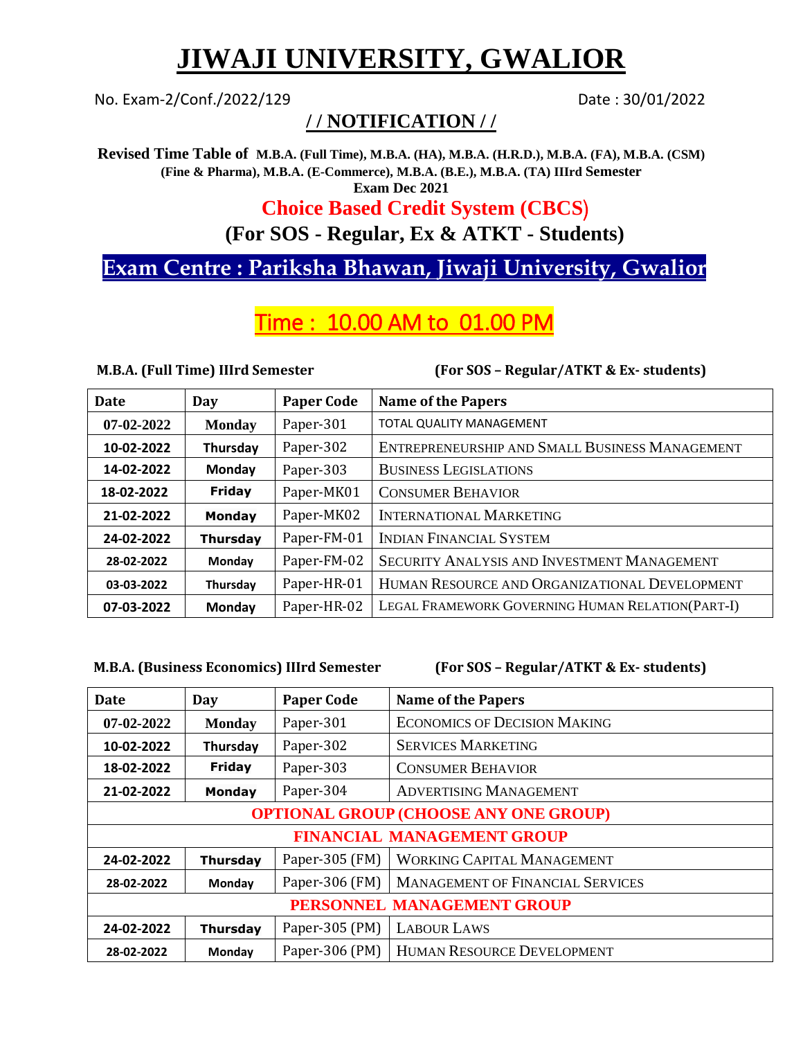# JIWAJI UNIVERSITY, GWALIOR

No. Exam-2/Conf./2022/129 Date : 30/01/2022

## / / NOTIFICATION / /

**Revised Time Table of M.B.A. (Full Time), M.B.A. (HA), M.B.A. (H.R.D.), M.B.A. (FA), M.B.A. (CSM) (Fine & Pharma), M.B.A. (E-Commerce), M.B.A. (B.E.), M.B.A. (TA) IIIrd Semester Exam Dec 2021**

## Choice Based Credit System (CBCS)

## (For SOS - Regular, Ex & ATKT - Students)

## Exam Centre : Pariksha Bhawan, Jiwaji University, Gwalior

## Time : 10.00 AM to 01.00 PM

**M.B.A. (Full Time) IIIrd Semester** **(For SOS – Regular/ATKT & Ex- students)**

| Date | Day | Paper Code | Name of the Papers |
|---|---|---|---|
| 07-02-2022 | Monday | Paper-301 | TOTAL QUALITY MANAGEMENT |
| 10-02-2022 | Thursday | Paper-302 | ENTREPRENEURSHIP AND SMALL BUSINESS MANAGEMENT |
| 14-02-2022 | Monday | Paper-303 | BUSINESS LEGISLATIONS |
| 18-02-2022 | Friday | Paper-MK01 | CONSUMER BEHAVIOR |
| 21-02-2022 | Monday | Paper-MK02 | INTERNATIONAL MARKETING |
| 24-02-2022 | Thursday | Paper-FM-01 | INDIAN FINANCIAL SYSTEM |
| 28-02-2022 | Monday | Paper-FM-02 | SECURITY ANALYSIS AND INVESTMENT MANAGEMENT |
| 03-03-2022 | Thursday | Paper-HR-01 | HUMAN RESOURCE AND ORGANIZATIONAL DEVELOPMENT |
| 07-03-2022 | Monday | Paper-HR-02 | LEGAL FRAMEWORK GOVERNING HUMAN RELATION(PART-I) |

**M.B.A. (Business Economics) IIIrd Semester** **(For SOS – Regular/ATKT & Ex- students)**

| Date | Day | Paper Code | Name of the Papers |
|---|---|---|---|
| 07-02-2022 | Monday | Paper-301 | ECONOMICS OF DECISION MAKING |
| 10-02-2022 | Thursday | Paper-302 | SERVICES MARKETING |
| 18-02-2022 | Friday | Paper-303 | CONSUMER BEHAVIOR |
| 21-02-2022 | Monday | Paper-304 | ADVERTISING MANAGEMENT |
| **OPTIONAL GROUP (CHOOSE ANY ONE GROUP)** | | | |
| **FINANCIAL MANAGEMENT GROUP** | | | |
| 24-02-2022 | Thursday | Paper-305 (FM) | WORKING CAPITAL MANAGEMENT |
| 28-02-2022 | Monday | Paper-306 (FM) | MANAGEMENT OF FINANCIAL SERVICES |
| **PERSONNEL MANAGEMENT GROUP** | | | |
| 24-02-2022 | Thursday | Paper-305 (PM) | LABOUR LAWS |
| 28-02-2022 | Monday | Paper-306 (PM) | HUMAN RESOURCE DEVELOPMENT |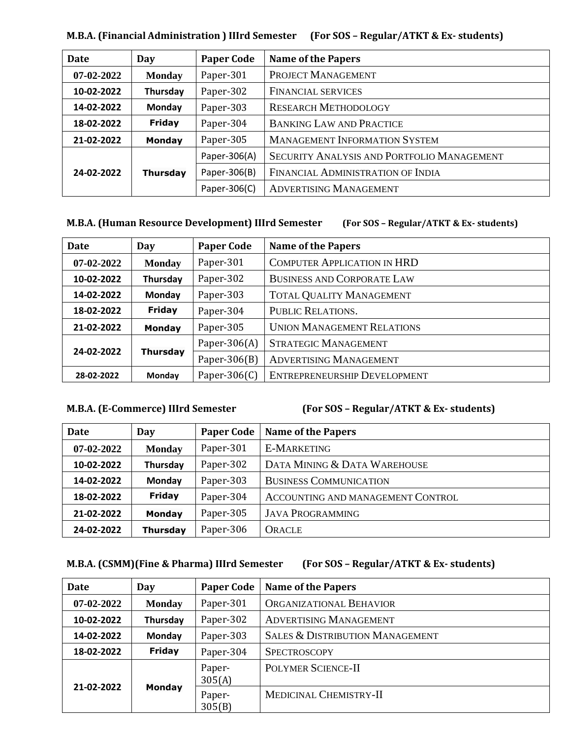**M.B.A. (Financial Administration ) IIIrd Semester (For SOS – Regular/ATKT & Ex- students)**

| Date | Day | Paper Code | Name of the Papers |
|---|---|---|---|
| 07-02-2022 | Monday | Paper-301 | PROJECT MANAGEMENT |
| 10-02-2022 | Thursday | Paper-302 | FINANCIAL SERVICES |
| 14-02-2022 | Monday | Paper-303 | RESEARCH METHODOLOGY |
| 18-02-2022 | Friday | Paper-304 | BANKING LAW AND PRACTICE |
| 21-02-2022 | Monday | Paper-305 | MANAGEMENT INFORMATION SYSTEM |
| 24-02-2022 | Thursday | Paper-306(A) | SECURITY ANALYSIS AND PORTFOLIO MANAGEMENT |
| | | Paper-306(B) | FINANCIAL ADMINISTRATION OF INDIA |
| | | Paper-306(C) | ADVERTISING MANAGEMENT |

**M.B.A. (Human Resource Development) IIIrd Semester (For SOS – Regular/ATKT & Ex- students)**

| Date | Day | Paper Code | Name of the Papers |
|---|---|---|---|
| 07-02-2022 | Monday | Paper-301 | COMPUTER APPLICATION IN HRD |
| 10-02-2022 | Thursday | Paper-302 | BUSINESS AND CORPORATE LAW |
| 14-02-2022 | Monday | Paper-303 | TOTAL QUALITY MANAGEMENT |
| 18-02-2022 | Friday | Paper-304 | PUBLIC RELATIONS. |
| 21-02-2022 | Monday | Paper-305 | UNION MANAGEMENT RELATIONS |
| 24-02-2022 | Thursday | Paper-306(A) | STRATEGIC MANAGEMENT |
| | | Paper-306(B) | ADVERTISING MANAGEMENT |
| 28-02-2022 | Monday | Paper-306(C) | ENTREPRENEURSHIP DEVELOPMENT |

**M.B.A. (E-Commerce) IIIrd Semester (For SOS – Regular/ATKT & Ex- students)**

| Date | Day | Paper Code | Name of the Papers |
|---|---|---|---|
| 07-02-2022 | Monday | Paper-301 | E-MARKETING |
| 10-02-2022 | Thursday | Paper-302 | DATA MINING & DATA WAREHOUSE |
| 14-02-2022 | Monday | Paper-303 | BUSINESS COMMUNICATION |
| 18-02-2022 | Friday | Paper-304 | ACCOUNTING AND MANAGEMENT CONTROL |
| 21-02-2022 | Monday | Paper-305 | JAVA PROGRAMMING |
| 24-02-2022 | Thursday | Paper-306 | ORACLE |

**M.B.A. (CSMM)(Fine & Pharma) IIIrd Semester (For SOS – Regular/ATKT & Ex- students)**

| Date | Day | Paper Code | Name of the Papers |
|---|---|---|---|
| 07-02-2022 | Monday | Paper-301 | ORGANIZATIONAL BEHAVIOR |
| 10-02-2022 | Thursday | Paper-302 | ADVERTISING MANAGEMENT |
| 14-02-2022 | Monday | Paper-303 | SALES & DISTRIBUTION MANAGEMENT |
| 18-02-2022 | Friday | Paper-304 | SPECTROSCOPY |
| 21-02-2022 | Monday | Paper-305(A) | POLYMER SCIENCE-II |
| | | Paper-305(B) | MEDICINAL CHEMISTRY-II |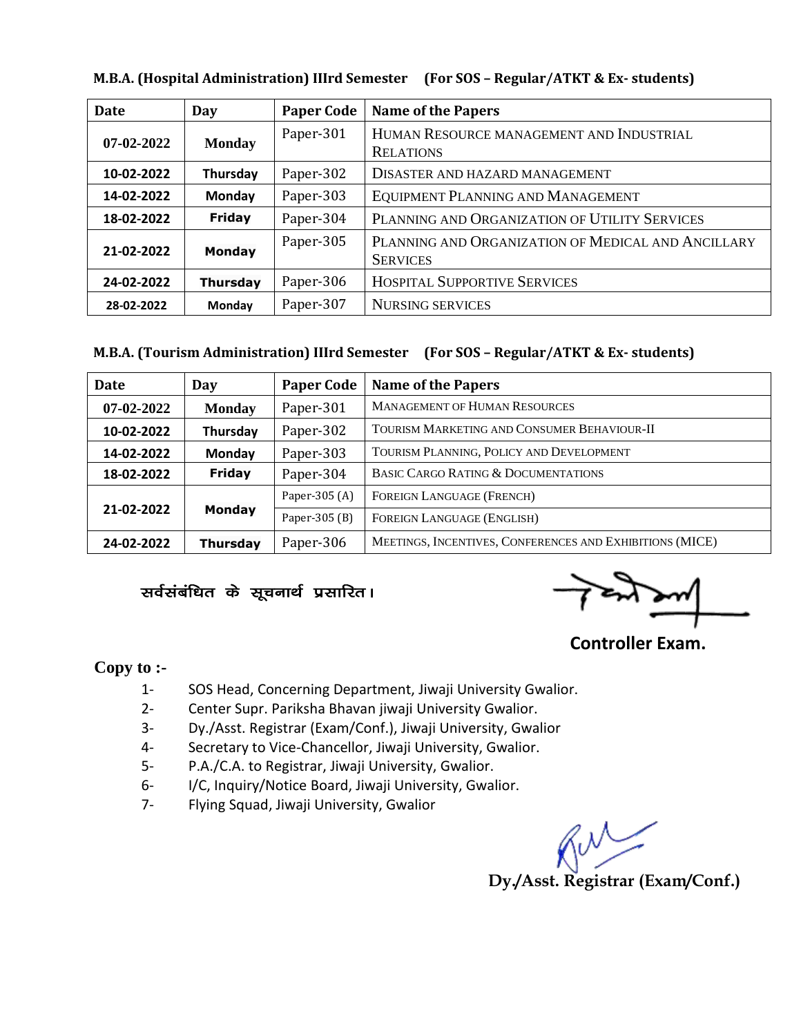**M.B.A. (Hospital Administration) IIIrd Semester (For SOS – Regular/ATKT & Ex- students)**

| Date | Day | Paper Code | Name of the Papers |
|---|---|---|---|
| 07-02-2022 | Monday | Paper-301 | HUMAN RESOURCE MANAGEMENT AND INDUSTRIAL RELATIONS |
| 10-02-2022 | Thursday | Paper-302 | DISASTER AND HAZARD MANAGEMENT |
| 14-02-2022 | Monday | Paper-303 | EQUIPMENT PLANNING AND MANAGEMENT |
| 18-02-2022 | Friday | Paper-304 | PLANNING AND ORGANIZATION OF UTILITY SERVICES |
| 21-02-2022 | Monday | Paper-305 | PLANNING AND ORGANIZATION OF MEDICAL AND ANCILLARY SERVICES |
| 24-02-2022 | Thursday | Paper-306 | HOSPITAL SUPPORTIVE SERVICES |
| 28-02-2022 | Monday | Paper-307 | NURSING SERVICES |

**M.B.A. (Tourism Administration) IIIrd Semester (For SOS – Regular/ATKT & Ex- students)**

| Date | Day | Paper Code | Name of the Papers |
|---|---|---|---|
| 07-02-2022 | Monday | Paper-301 | MANAGEMENT OF HUMAN RESOURCES |
| 10-02-2022 | Thursday | Paper-302 | TOURISM MARKETING AND CONSUMER BEHAVIOUR-II |
| 14-02-2022 | Monday | Paper-303 | TOURISM PLANNING, POLICY AND DEVELOPMENT |
| 18-02-2022 | Friday | Paper-304 | BASIC CARGO RATING & DOCUMENTATIONS |
| 21-02-2022 | Monday | Paper-305 (A) | FOREIGN LANGUAGE (FRENCH) |
| | | Paper-305 (B) | FOREIGN LANGUAGE (ENGLISH) |
| 24-02-2022 | Thursday | Paper-306 | MEETINGS, INCENTIVES, CONFERENCES AND EXHIBITIONS (MICE) |

**सर्वसंबंधित के सूचनार्थ प्रसारित।**

**Controller Exam.**

**Copy to :-**

1- SOS Head, Concerning Department, Jiwaji University Gwalior.
2- Center Supr. Pariksha Bhavan jiwaji University Gwalior.
3- Dy./Asst. Registrar (Exam/Conf.), Jiwaji University, Gwalior
4- Secretary to Vice-Chancellor, Jiwaji University, Gwalior.
5- P.A./C.A. to Registrar, Jiwaji University, Gwalior.
6- I/C, Inquiry/Notice Board, Jiwaji University, Gwalior.
7- Flying Squad, Jiwaji University, Gwalior

**Dy./Asst. Registrar (Exam/Conf.)**